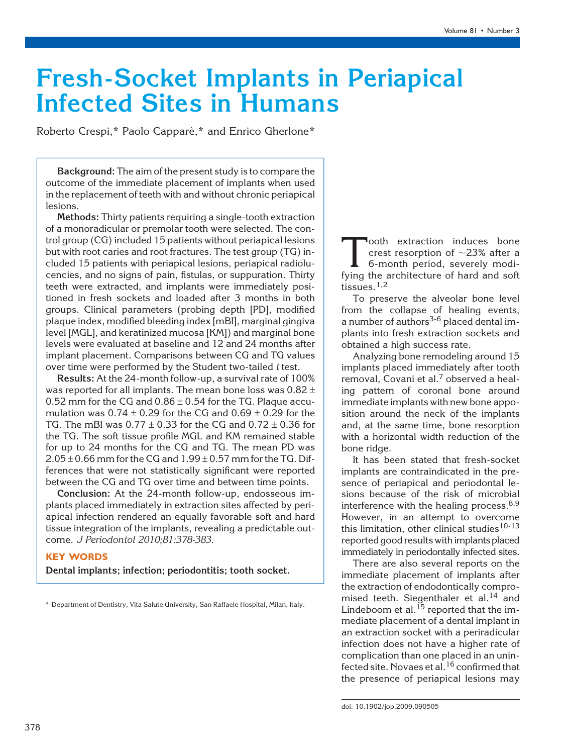# Fresh-Socket Implants in Periapical Infected Sites in Humans

Roberto Crespi,* Paolo Capparè,* and Enrico Gherlone*

**Background:** The aim of the present study is to compare the outcome of the immediate placement of implants when used in the replacement of teeth with and without chronic periapical lesions.

**Methods:** Thirty patients requiring a single-tooth extraction of a monoradicular or premolar tooth were selected. The control group (CG) included 15 patients without periapical lesions but with root caries and root fractures. The test group (TG) included 15 patients with periapical lesions, periapical radiolucencies, and no signs of pain, fistulas, or suppuration. Thirty teeth were extracted, and implants were immediately positioned in fresh sockets and loaded after 3 months in both groups. Clinical parameters (probing depth [PD], modified plaque index, modified bleeding index [mBI], marginal gingiva level [MGL], and keratinized mucosa [KM]) and marginal bone levels were evaluated at baseline and 12 and 24 months after implant placement. Comparisons between CG and TG values over time were performed by the Student two-tailed *t* test.

**Results:** At the 24-month follow-up, a survival rate of 100% was reported for all implants. The mean bone loss was 0.82 ± 0.52 mm for the CG and 0.86 ± 0.54 for the TG. Plaque accumulation was 0.74 ± 0.29 for the CG and 0.69 ± 0.29 for the TG. The mBI was 0.77 ± 0.33 for the CG and 0.72 ± 0.36 for the TG. The soft tissue profile MGL and KM remained stable for up to 24 months for the CG and TG. The mean PD was 2.05 ± 0.66 mm for the CG and 1.99 ± 0.57 mm for the TG. Differences that were not statistically significant were reported between the CG and TG over time and between time points.

**Conclusion:** At the 24-month follow-up, endosseous implants placed immediately in extraction sites affected by periapical infection rendered an equally favorable soft and hard tissue integration of the implants, revealing a predictable outcome. *J Periodontol 2010;81:378-383.*

**KEY WORDS**

**Dental implants; infection; periodontitis; tooth socket.**

\* Department of Dentistry, Vita Salute University, San Raffaele Hospital, Milan, Italy.

Tooth extraction induces bone crest resorption of ~23% after a 6-month period, severely modifying the architecture of hard and soft tissues.[1,2]

To preserve the alveolar bone level from the collapse of healing events, a number of authors[3-6] placed dental implants into fresh extraction sockets and obtained a high success rate.

Analyzing bone remodeling around 15 implants placed immediately after tooth removal, Covani et al.[7] observed a healing pattern of coronal bone around immediate implants with new bone apposition around the neck of the implants and, at the same time, bone resorption with a horizontal width reduction of the bone ridge.

It has been stated that fresh-socket implants are contraindicated in the presence of periapical and periodontal lesions because of the risk of microbial interference with the healing process.[8,9] However, in an attempt to overcome this limitation, other clinical studies[10-13] reported good results with implants placed immediately in periodontally infected sites.

There are also several reports on the immediate placement of implants after the extraction of endodontically compromised teeth. Siegenthaler et al.[14] and Lindeboom et al.[15] reported that the immediate placement of a dental implant in an extraction socket with a periradicular infection does not have a higher rate of complication than one placed in an uninfected site. Novaes et al.[16] confirmed that the presence of periapical lesions may

doi: 10.1902/jop.2009.090505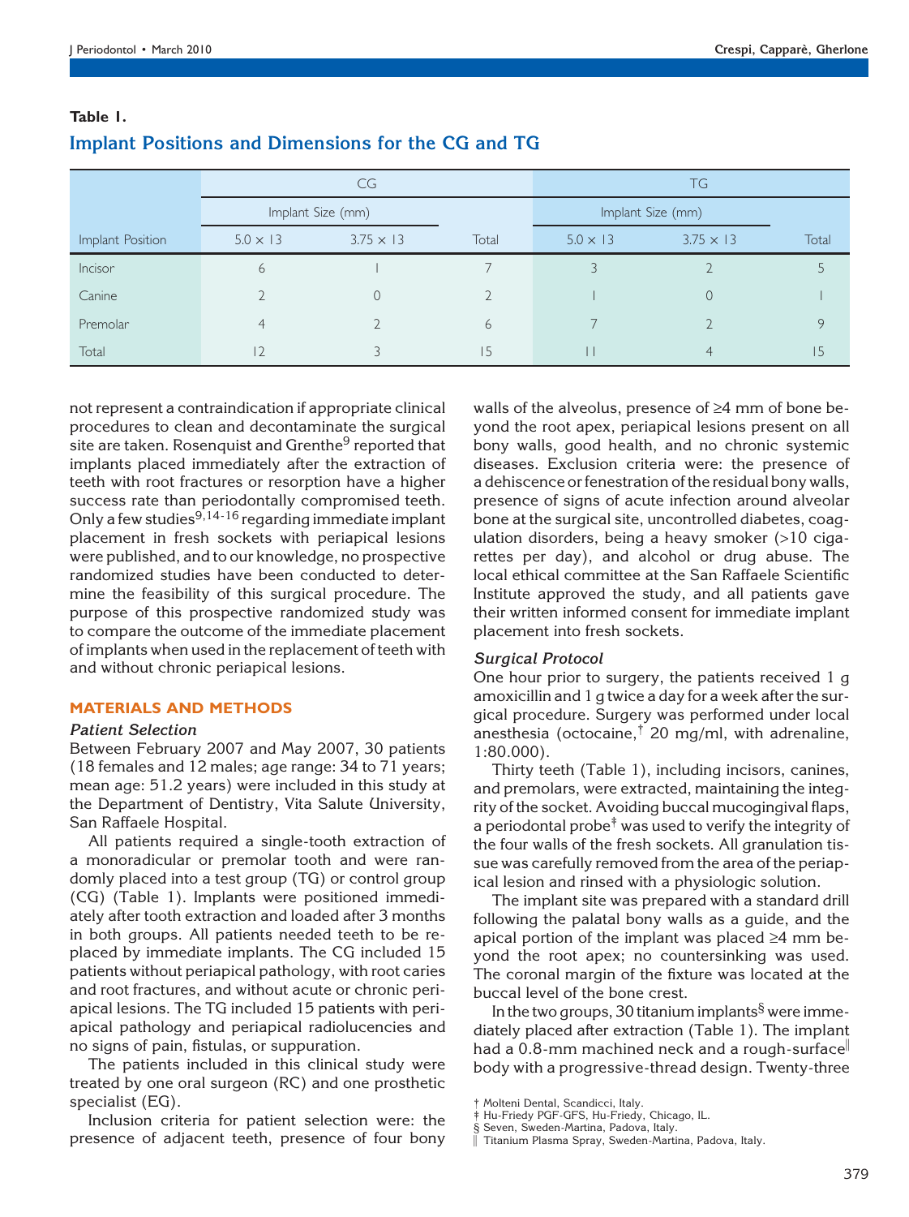**Table 1.**

## Implant Positions and Dimensions for the CG and TG

| | CG | | | TG | | |
|---|---|---|---|---|---|---|
| | Implant Size (mm) | | | Implant Size (mm) | | |
| Implant Position | 5.0 × 13 | 3.75 × 13 | Total | 5.0 × 13 | 3.75 × 13 | Total |
| Incisor | 6 | 1 | 7 | 3 | 2 | 5 |
| Canine | 2 | 0 | 2 | 1 | 0 | 1 |
| Premolar | 4 | 2 | 6 | 7 | 2 | 9 |
| Total | 12 | 3 | 15 | 11 | 4 | 15 |

not represent a contraindication if appropriate clinical procedures to clean and decontaminate the surgical site are taken. Rosenquist and Grenthe[9] reported that implants placed immediately after the extraction of teeth with root fractures or resorption have a higher success rate than periodontally compromised teeth. Only a few studies[9,14-16] regarding immediate implant placement in fresh sockets with periapical lesions were published, and to our knowledge, no prospective randomized studies have been conducted to determine the feasibility of this surgical procedure. The purpose of this prospective randomized study was to compare the outcome of the immediate placement of implants when used in the replacement of teeth with and without chronic periapical lesions.

## MATERIALS AND METHODS

### Patient Selection

Between February 2007 and May 2007, 30 patients (18 females and 12 males; age range: 34 to 71 years; mean age: 51.2 years) were included in this study at the Department of Dentistry, Vita Salute University, San Raffaele Hospital.

All patients required a single-tooth extraction of a monoradicular or premolar tooth and were randomly placed into a test group (TG) or control group (CG) (Table 1). Implants were positioned immediately after tooth extraction and loaded after 3 months in both groups. All patients needed teeth to be replaced by immediate implants. The CG included 15 patients without periapical pathology, with root caries and root fractures, and without acute or chronic periapical lesions. The TG included 15 patients with periapical pathology and periapical radiolucencies and no signs of pain, fistulas, or suppuration.

The patients included in this clinical study were treated by one oral surgeon (RC) and one prosthetic specialist (EG).

Inclusion criteria for patient selection were: the presence of adjacent teeth, presence of four bony walls of the alveolus, presence of ≥4 mm of bone beyond the root apex, periapical lesions present on all bony walls, good health, and no chronic systemic diseases. Exclusion criteria were: the presence of a dehiscence or fenestration of the residual bony walls, presence of signs of acute infection around alveolar bone at the surgical site, uncontrolled diabetes, coagulation disorders, being a heavy smoker (>10 cigarettes per day), and alcohol or drug abuse. The local ethical committee at the San Raffaele Scientific Institute approved the study, and all patients gave their written informed consent for immediate implant placement into fresh sockets.

### Surgical Protocol

One hour prior to surgery, the patients received 1 g amoxicillin and 1 g twice a day for a week after the surgical procedure. Surgery was performed under local anesthesia (octocaine,[†] 20 mg/ml, with adrenaline, 1:80.000).

Thirty teeth (Table 1), including incisors, canines, and premolars, were extracted, maintaining the integrity of the socket. Avoiding buccal mucogingival flaps, a periodontal probe[‡] was used to verify the integrity of the four walls of the fresh sockets. All granulation tissue was carefully removed from the area of the periapical lesion and rinsed with a physiologic solution.

The implant site was prepared with a standard drill following the palatal bony walls as a guide, and the apical portion of the implant was placed ≥4 mm beyond the root apex; no countersinking was used. The coronal margin of the fixture was located at the buccal level of the bone crest.

In the two groups, 30 titanium implants[§] were immediately placed after extraction (Table 1). The implant had a 0.8-mm machined neck and a rough-surface[‖] body with a progressive-thread design. Twenty-three

† Molteni Dental, Scandicci, Italy.
‡ Hu-Friedy PGF-GFS, Hu-Friedy, Chicago, IL.
§ Seven, Sweden-Martina, Padova, Italy.
‖ Titanium Plasma Spray, Sweden-Martina, Padova, Italy.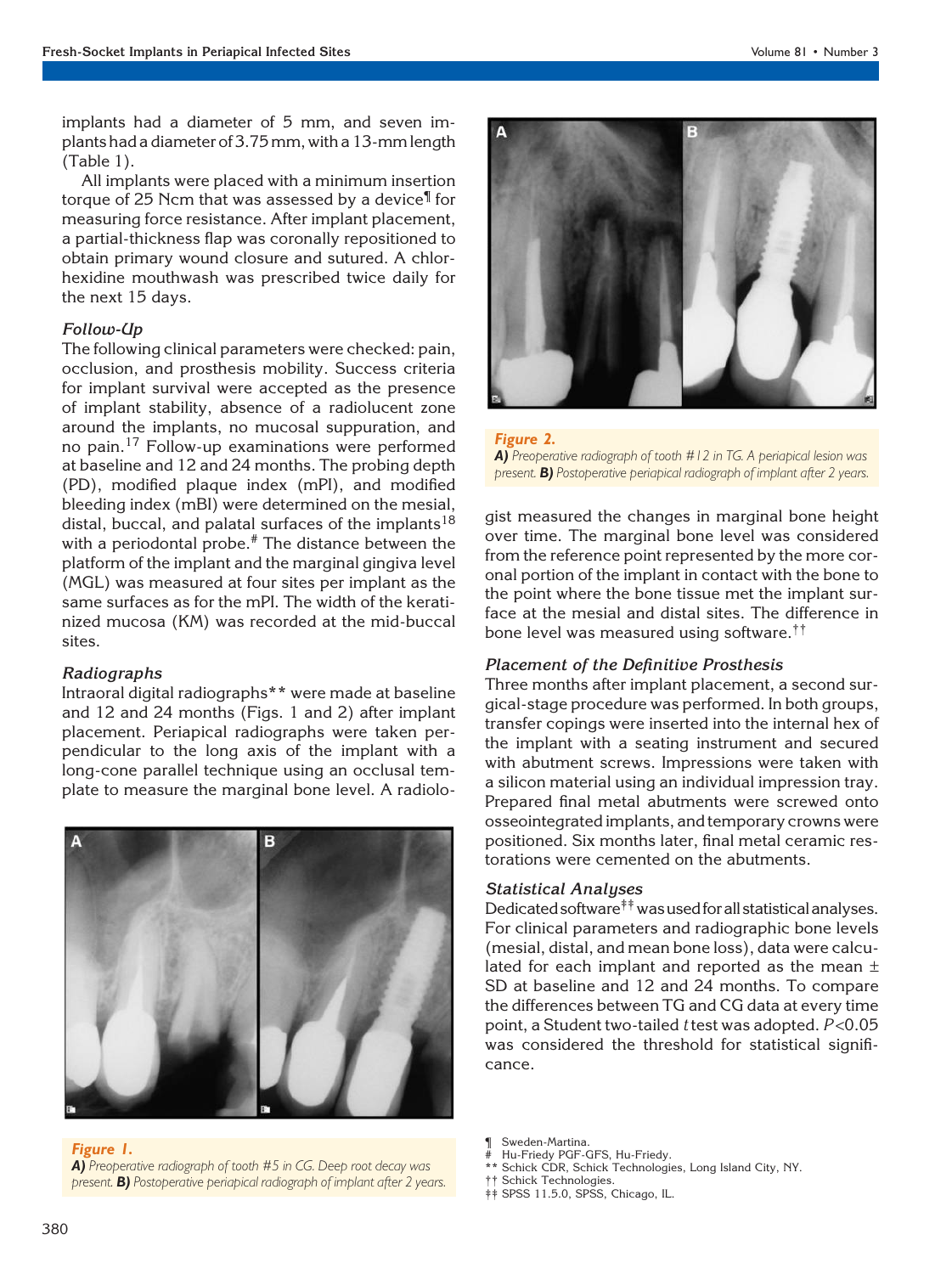implants had a diameter of 5 mm, and seven implants had a diameter of 3.75 mm, with a 13-mm length (Table 1).

All implants were placed with a minimum insertion torque of 25 Ncm that was assessed by a device¶ for measuring force resistance. After implant placement, a partial-thickness flap was coronally repositioned to obtain primary wound closure and sutured. A chlorhexidine mouthwash was prescribed twice daily for the next 15 days.

### Follow-Up

The following clinical parameters were checked: pain, occlusion, and prosthesis mobility. Success criteria for implant survival were accepted as the presence of implant stability, absence of a radiolucent zone around the implants, no mucosal suppuration, and no pain.[17] Follow-up examinations were performed at baseline and 12 and 24 months. The probing depth (PD), modified plaque index (mPI), and modified bleeding index (mBI) were determined on the mesial, distal, buccal, and palatal surfaces of the implants[18] with a periodontal probe.# The distance between the platform of the implant and the marginal gingiva level (MGL) was measured at four sites per implant as the same surfaces as for the mPI. The width of the keratinized mucosa (KM) was recorded at the mid-buccal sites.

### Radiographs

Intraoral digital radiographs** were made at baseline and 12 and 24 months (Figs. 1 and 2) after implant placement. Periapical radiographs were taken perpendicular to the long axis of the implant with a long-cone parallel technique using an occlusal template to measure the marginal bone level. A radiologist measured the changes in marginal bone height over time. The marginal bone level was considered from the reference point represented by the more coronal portion of the implant in contact with the bone to the point where the bone tissue met the implant surface at the mesial and distal sites. The difference in bone level was measured using software.††

***Figure 1.***
***A)*** *Preoperative radiograph of tooth #5 in CG. Deep root decay was present.* ***B)*** *Postoperative periapical radiograph of implant after 2 years.*

***Figure 2.***
***A)*** *Preoperative radiograph of tooth #12 in TG. A periapical lesion was present.* ***B)*** *Postoperative periapical radiograph of implant after 2 years.*

### Placement of the Definitive Prosthesis

Three months after implant placement, a second surgical-stage procedure was performed. In both groups, transfer copings were inserted into the internal hex of the implant with a seating instrument and secured with abutment screws. Impressions were taken with a silicon material using an individual impression tray. Prepared final metal abutments were screwed onto osseointegrated implants, and temporary crowns were positioned. Six months later, final metal ceramic restorations were cemented on the abutments.

### Statistical Analyses

Dedicated software‡‡ was used for all statistical analyses. For clinical parameters and radiographic bone levels (mesial, distal, and mean bone loss), data were calculated for each implant and reported as the mean ± SD at baseline and 12 and 24 months. To compare the differences between TG and CG data at every time point, a Student two-tailed $t$ test was adopted. $P<0.05$ was considered the threshold for statistical significance.

¶ Sweden-Martina.
# Hu-Friedy PGF-GFS, Hu-Friedy.
** Schick CDR, Schick Technologies, Long Island City, NY.
†† Schick Technologies.
‡‡ SPSS 11.5.0, SPSS, Chicago, IL.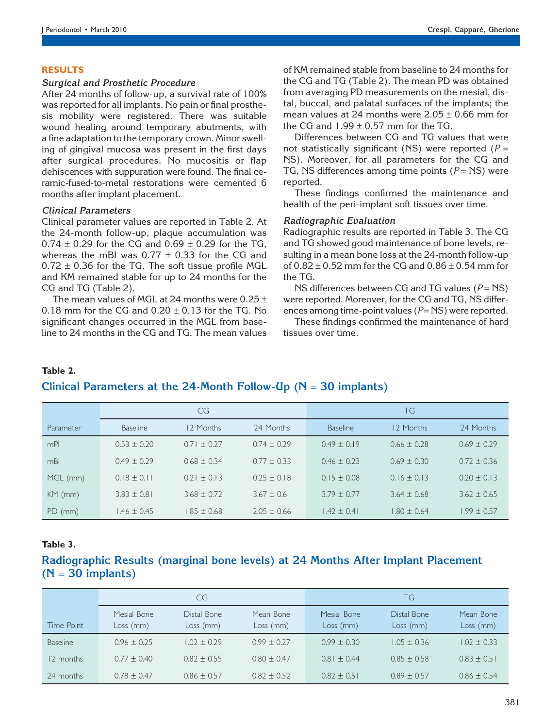## RESULTS

### *Surgical and Prosthetic Procedure*

After 24 months of follow-up, a survival rate of 100% was reported for all implants. No pain or final prosthesis mobility were registered. There was suitable wound healing around temporary abutments, with a fine adaptation to the temporary crown. Minor swelling of gingival mucosa was present in the first days after surgical procedures. No mucositis or flap dehiscences with suppuration were found. The final ceramic-fused-to-metal restorations were cemented 6 months after implant placement.

### *Clinical Parameters*

Clinical parameter values are reported in Table 2. At the 24-month follow-up, plaque accumulation was 0.74 ± 0.29 for the CG and 0.69 ± 0.29 for the TG, whereas the mBI was 0.77 ± 0.33 for the CG and 0.72 ± 0.36 for the TG. The soft tissue profile MGL and KM remained stable for up to 24 months for the CG and TG (Table 2).

The mean values of MGL at 24 months were 0.25 ± 0.18 mm for the CG and 0.20 ± 0.13 for the TG. No significant changes occurred in the MGL from baseline to 24 months in the CG and TG. The mean values of KM remained stable from baseline to 24 months for the CG and TG (Table 2). The mean PD was obtained from averaging PD measurements on the mesial, distal, buccal, and palatal surfaces of the implants; the mean values at 24 months were 2.05 ± 0.66 mm for the CG and 1.99 ± 0.57 mm for the TG.

Differences between CG and TG values that were not statistically significant (NS) were reported ($P$ = NS). Moreover, for all parameters for the CG and TG, NS differences among time points ($P$ = NS) were reported.

These findings confirmed the maintenance and health of the peri-implant soft tissues over time.

### *Radiographic Evaluation*

Radiographic results are reported in Table 3. The CG and TG showed good maintenance of bone levels, resulting in a mean bone loss at the 24-month follow-up of 0.82 ± 0.52 mm for the CG and 0.86 ± 0.54 mm for the TG.

NS differences between CG and TG values ($P$ = NS) were reported. Moreover, for the CG and TG, NS differences among time-point values ($P$ = NS) were reported.

These findings confirmed the maintenance of hard tissues over time.

**Table 2.**

**Clinical Parameters at the 24-Month Follow-Up (N = 30 implants)**

| | CG | | | TG | | |
|---|---|---|---|---|---|---|
| Parameter | Baseline | 12 Months | 24 Months | Baseline | 12 Months | 24 Months |
| mPI | 0.53 ± 0.20 | 0.71 ± 0.27 | 0.74 ± 0.29 | 0.49 ± 0.19 | 0.66 ± 0.28 | 0.69 ± 0.29 |
| mBI | 0.49 ± 0.29 | 0.68 ± 0.34 | 0.77 ± 0.33 | 0.46 ± 0.23 | 0.69 ± 0.30 | 0.72 ± 0.36 |
| MGL (mm) | 0.18 ± 0.11 | 0.21 ± 0.13 | 0.25 ± 0.18 | 0.15 ± 0.08 | 0.16 ± 0.13 | 0.20 ± 0.13 |
| KM (mm) | 3.83 ± 0.81 | 3.68 ± 0.72 | 3.67 ± 0.61 | 3.79 ± 0.77 | 3.64 ± 0.68 | 3.62 ± 0.65 |
| PD (mm) | 1.46 ± 0.45 | 1.85 ± 0.68 | 2.05 ± 0.66 | 1.42 ± 0.41 | 1.80 ± 0.64 | 1.99 ± 0.57 |

**Table 3.**

**Radiographic Results (marginal bone levels) at 24 Months After Implant Placement (N = 30 implants)**

| | CG | | | TG | | |
|---|---|---|---|---|---|---|
| Time Point | Mesial Bone Loss (mm) | Distal Bone Loss (mm) | Mean Bone Loss (mm) | Mesial Bone Loss (mm) | Distal Bone Loss (mm) | Mean Bone Loss (mm) |
| Baseline | 0.96 ± 0.25 | 1.02 ± 0.29 | 0.99 ± 0.27 | 0.99 ± 0.30 | 1.05 ± 0.36 | 1.02 ± 0.33 |
| 12 months | 0.77 ± 0.40 | 0.82 ± 0.55 | 0.80 ± 0.47 | 0.81 ± 0.44 | 0.85 ± 0.58 | 0.83 ± 0.51 |
| 24 months | 0.78 ± 0.47 | 0.86 ± 0.57 | 0.82 ± 0.52 | 0.82 ± 0.51 | 0.89 ± 0.57 | 0.86 ± 0.54 |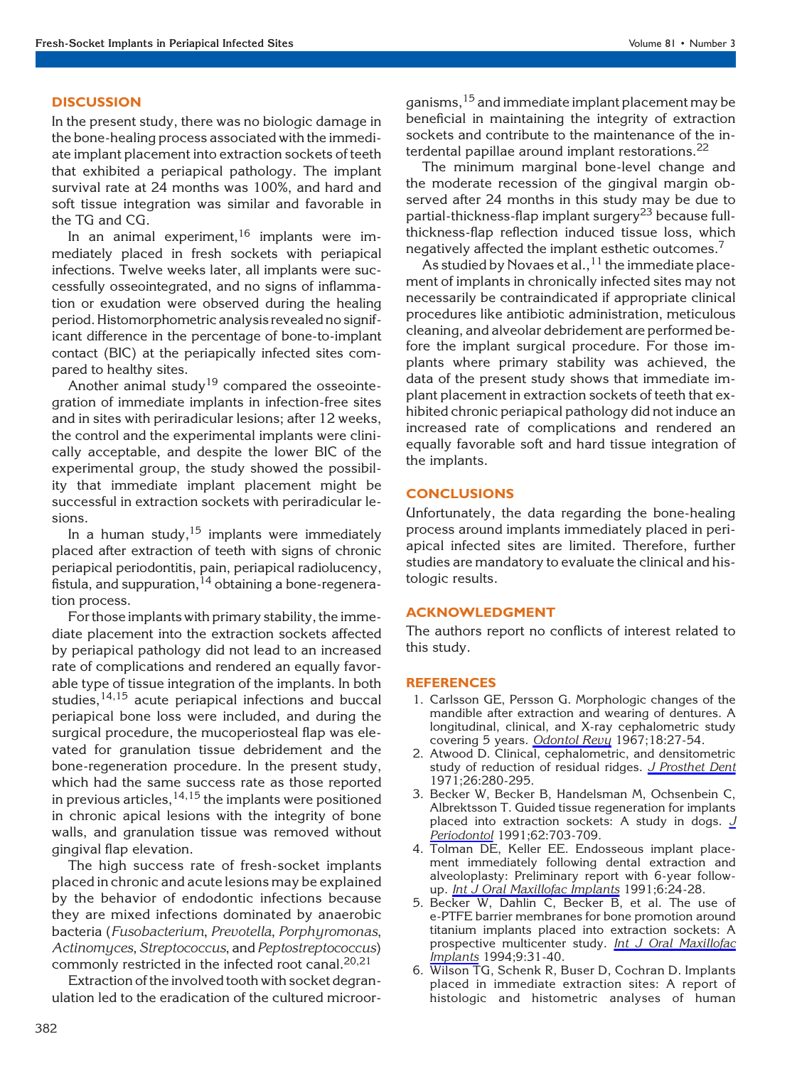## DISCUSSION

In the present study, there was no biologic damage in the bone-healing process associated with the immediate implant placement into extraction sockets of teeth that exhibited a periapical pathology. The implant survival rate at 24 months was 100%, and hard and soft tissue integration was similar and favorable in the TG and CG.

In an animal experiment,[16] implants were immediately placed in fresh sockets with periapical infections. Twelve weeks later, all implants were successfully osseointegrated, and no signs of inflammation or exudation were observed during the healing period. Histomorphometric analysis revealed no significant difference in the percentage of bone-to-implant contact (BIC) at the periapically infected sites compared to healthy sites.

Another animal study[19] compared the osseointegration of immediate implants in infection-free sites and in sites with periradicular lesions; after 12 weeks, the control and the experimental implants were clinically acceptable, and despite the lower BIC of the experimental group, the study showed the possibility that immediate implant placement might be successful in extraction sockets with periradicular lesions.

In a human study,[15] implants were immediately placed after extraction of teeth with signs of chronic periapical periodontitis, pain, periapical radiolucency, fistula, and suppuration,[14] obtaining a bone-regeneration process.

For those implants with primary stability, the immediate placement into the extraction sockets affected by periapical pathology did not lead to an increased rate of complications and rendered an equally favorable type of tissue integration of the implants. In both studies,[14,15] acute periapical infections and buccal periapical bone loss were included, and during the surgical procedure, the mucoperiosteal flap was elevated for granulation tissue debridement and the bone-regeneration procedure. In the present study, which had the same success rate as those reported in previous articles,[14,15] the implants were positioned in chronic apical lesions with the integrity of bone walls, and granulation tissue was removed without gingival flap elevation.

The high success rate of fresh-socket implants placed in chronic and acute lesions may be explained by the behavior of endodontic infections because they are mixed infections dominated by anaerobic bacteria (*Fusobacterium*, *Prevotella*, *Porphyromonas*, *Actinomyces*, *Streptococcus*, and *Peptostreptococcus*) commonly restricted in the infected root canal.[20,21]

Extraction of the involved tooth with socket degranulation led to the eradication of the cultured microorganisms,[15] and immediate implant placement may be beneficial in maintaining the integrity of extraction sockets and contribute to the maintenance of the interdental papillae around implant restorations.[22]

The minimum marginal bone-level change and the moderate recession of the gingival margin observed after 24 months in this study may be due to partial-thickness-flap implant surgery[23] because full-thickness-flap reflection induced tissue loss, which negatively affected the implant esthetic outcomes.[7]

As studied by Novaes et al.,[11] the immediate placement of implants in chronically infected sites may not necessarily be contraindicated if appropriate clinical procedures like antibiotic administration, meticulous cleaning, and alveolar debridement are performed before the implant surgical procedure. For those implants where primary stability was achieved, the data of the present study shows that immediate implant placement in extraction sockets of teeth that exhibited chronic periapical pathology did not induce an increased rate of complications and rendered an equally favorable soft and hard tissue integration of the implants.

## CONCLUSIONS

Unfortunately, the data regarding the bone-healing process around implants immediately placed in periapical infected sites are limited. Therefore, further studies are mandatory to evaluate the clinical and histologic results.

## ACKNOWLEDGMENT

The authors report no conflicts of interest related to this study.

## REFERENCES

1. Carlsson GE, Persson G. Morphologic changes of the mandible after extraction and wearing of dentures. A longitudinal, clinical, and X-ray cephalometric study covering 5 years. *Odontol Revy* 1967;18:27-54.
2. Atwood D. Clinical, cephalometric, and densitometric study of reduction of residual ridges. *J Prosthet Dent* 1971;26:280-295.
3. Becker W, Becker B, Handelsman M, Ochsenbein C, Albrektsson T. Guided tissue regeneration for implants placed into extraction sockets: A study in dogs. *J Periodontol* 1991;62:703-709.
4. Tolman DE, Keller EE. Endosseous implant placement immediately following dental extraction and alveoloplasty: Preliminary report with 6-year follow-up. *Int J Oral Maxillofac Implants* 1991;6:24-28.
5. Becker W, Dahlin C, Becker B, et al. The use of e-PTFE barrier membranes for bone promotion around titanium implants placed into extraction sockets: A prospective multicenter study. *Int J Oral Maxillofac Implants* 1994;9:31-40.
6. Wilson TG, Schenk R, Buser D, Cochran D. Implants placed in immediate extraction sites: A report of histologic and histometric analyses of human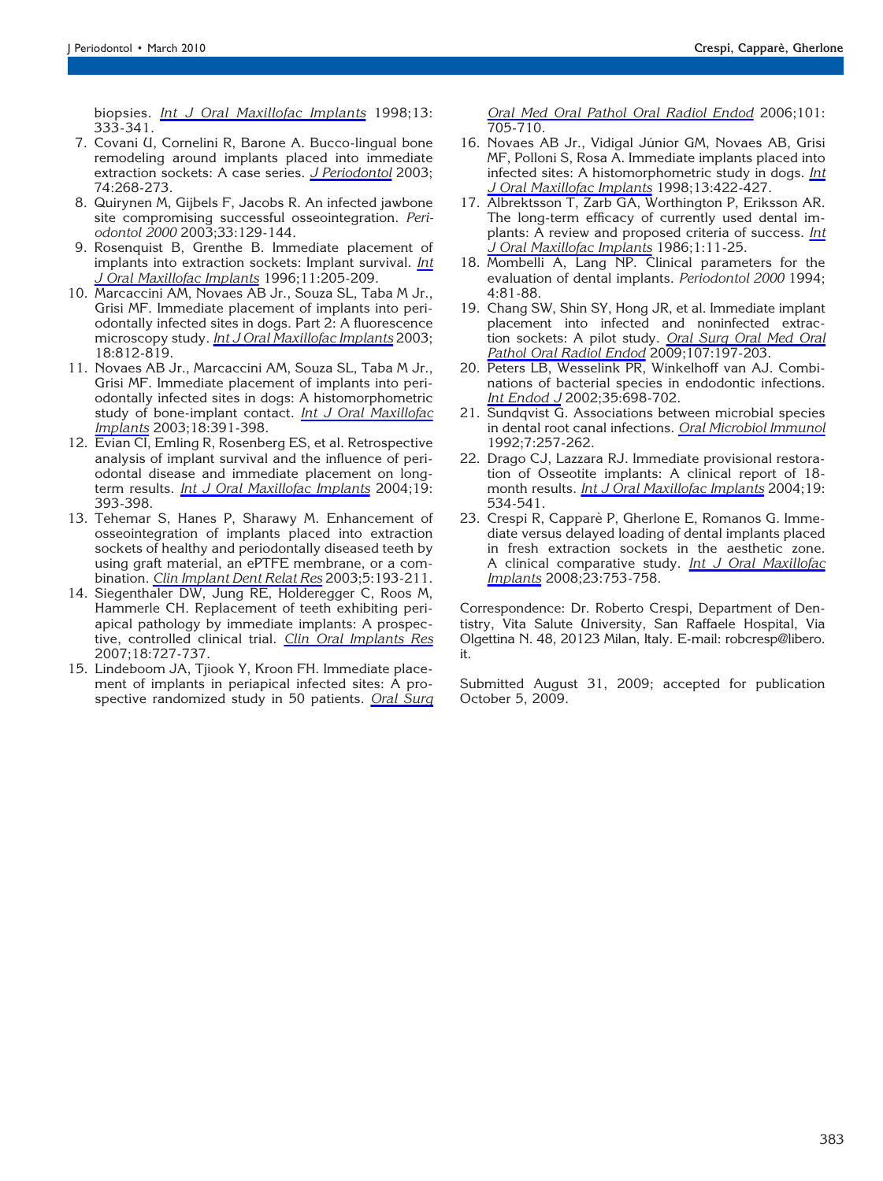biopsies. *Int J Oral Maxillofac Implants* 1998;13:333-341.

7. Covani U, Cornelini R, Barone A. Bucco-lingual bone remodeling around implants placed into immediate extraction sockets: A case series. *J Periodontol* 2003;74:268-273.
8. Quirynen M, Gijbels F, Jacobs R. An infected jawbone site compromising successful osseointegration. *Periodontol 2000* 2003;33:129-144.
9. Rosenquist B, Grenthe B. Immediate placement of implants into extraction sockets: Implant survival. *Int J Oral Maxillofac Implants* 1996;11:205-209.
10. Marcaccini AM, Novaes AB Jr., Souza SL, Taba M Jr., Grisi MF. Immediate placement of implants into periodontally infected sites in dogs. Part 2: A fluorescence microscopy study. *Int J Oral Maxillofac Implants* 2003;18:812-819.
11. Novaes AB Jr., Marcaccini AM, Souza SL, Taba M Jr., Grisi MF. Immediate placement of implants into periodontally infected sites in dogs: A histomorphometric study of bone-implant contact. *Int J Oral Maxillofac Implants* 2003;18:391-398.
12. Evian CI, Emling R, Rosenberg ES, et al. Retrospective analysis of implant survival and the influence of periodontal disease and immediate placement on long-term results. *Int J Oral Maxillofac Implants* 2004;19:393-398.
13. Tehemar S, Hanes P, Sharawy M. Enhancement of osseointegration of implants placed into extraction sockets of healthy and periodontally diseased teeth by using graft material, an ePTFE membrane, or a combination. *Clin Implant Dent Relat Res* 2003;5:193-211.
14. Siegenthaler DW, Jung RE, Holderegger C, Roos M, Hammerle CH. Replacement of teeth exhibiting periapical pathology by immediate implants: A prospective, controlled clinical trial. *Clin Oral Implants Res* 2007;18:727-737.
15. Lindeboom JA, Tjiook Y, Kroon FH. Immediate placement of implants in periapical infected sites: A prospective randomized study in 50 patients. *Oral Surg Oral Med Oral Pathol Oral Radiol Endod* 2006;101:705-710.
16. Novaes AB Jr., Vidigal Júnior GM, Novaes AB, Grisi MF, Polloni S, Rosa A. Immediate implants placed into infected sites: A histomorphometric study in dogs. *Int J Oral Maxillofac Implants* 1998;13:422-427.
17. Albrektsson T, Zarb GA, Worthington P, Eriksson AR. The long-term efficacy of currently used dental implants: A review and proposed criteria of success. *Int J Oral Maxillofac Implants* 1986;1:11-25.
18. Mombelli A, Lang NP. Clinical parameters for the evaluation of dental implants. *Periodontol 2000* 1994;4:81-88.
19. Chang SW, Shin SY, Hong JR, et al. Immediate implant placement into infected and noninfected extraction sockets: A pilot study. *Oral Surg Oral Med Oral Pathol Oral Radiol Endod* 2009;107:197-203.
20. Peters LB, Wesselink PR, Winkelhoff van AJ. Combinations of bacterial species in endodontic infections. *Int Endod J* 2002;35:698-702.
21. Sundqvist G. Associations between microbial species in dental root canal infections. *Oral Microbiol Immunol* 1992;7:257-262.
22. Drago CJ, Lazzara RJ. Immediate provisional restoration of Osseotite implants: A clinical report of 18-month results. *Int J Oral Maxillofac Implants* 2004;19:534-541.
23. Crespi R, Capparè P, Gherlone E, Romanos G. Immediate versus delayed loading of dental implants placed in fresh extraction sockets in the aesthetic zone. A clinical comparative study. *Int J Oral Maxillofac Implants* 2008;23:753-758.

Correspondence: Dr. Roberto Crespi, Department of Dentistry, Vita Salute University, San Raffaele Hospital, Via Olgettina N. 48, 20123 Milan, Italy. E-mail: robcresp@libero.it.

Submitted August 31, 2009; accepted for publication October 5, 2009.